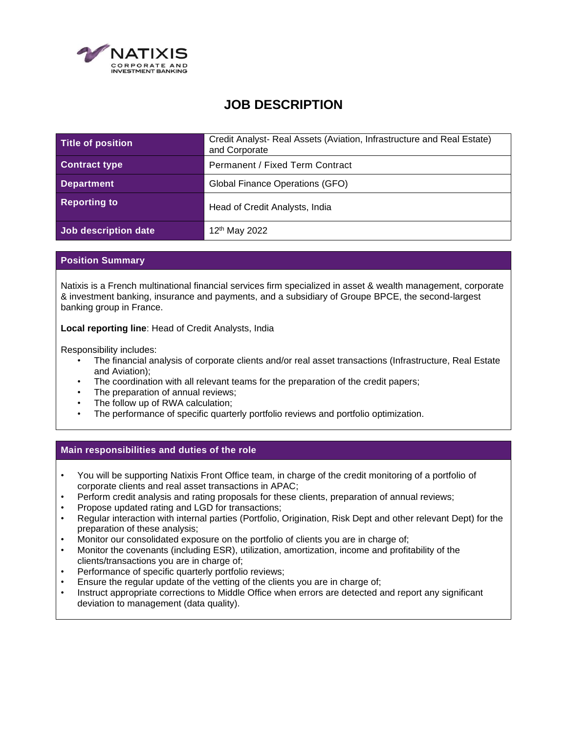NATIXIS
CORPORATE AND INVESTMENT BANKING

# JOB DESCRIPTION

| Title of position | Credit Analyst- Real Assets (Aviation, Infrastructure and Real Estate) and Corporate |
|---|---|
| Contract type | Permanent / Fixed Term Contract |
| Department | Global Finance Operations (GFO) |
| Reporting to | Head of Credit Analysts, India |
| Job description date | 12th May 2022 |

## Position Summary

Natixis is a French multinational financial services firm specialized in asset & wealth management, corporate & investment banking, insurance and payments, and a subsidiary of Groupe BPCE, the second-largest banking group in France.

**Local reporting line**: Head of Credit Analysts, India

Responsibility includes:

- The financial analysis of corporate clients and/or real asset transactions (Infrastructure, Real Estate and Aviation);
- The coordination with all relevant teams for the preparation of the credit papers;
- The preparation of annual reviews;
- The follow up of RWA calculation;
- The performance of specific quarterly portfolio reviews and portfolio optimization.

## Main responsibilities and duties of the role

- You will be supporting Natixis Front Office team, in charge of the credit monitoring of a portfolio of corporate clients and real asset transactions in APAC;
- Perform credit analysis and rating proposals for these clients, preparation of annual reviews;
- Propose updated rating and LGD for transactions;
- Regular interaction with internal parties (Portfolio, Origination, Risk Dept and other relevant Dept) for the preparation of these analysis;
- Monitor our consolidated exposure on the portfolio of clients you are in charge of;
- Monitor the covenants (including ESR), utilization, amortization, income and profitability of the clients/transactions you are in charge of;
- Performance of specific quarterly portfolio reviews;
- Ensure the regular update of the vetting of the clients you are in charge of;
- Instruct appropriate corrections to Middle Office when errors are detected and report any significant deviation to management (data quality).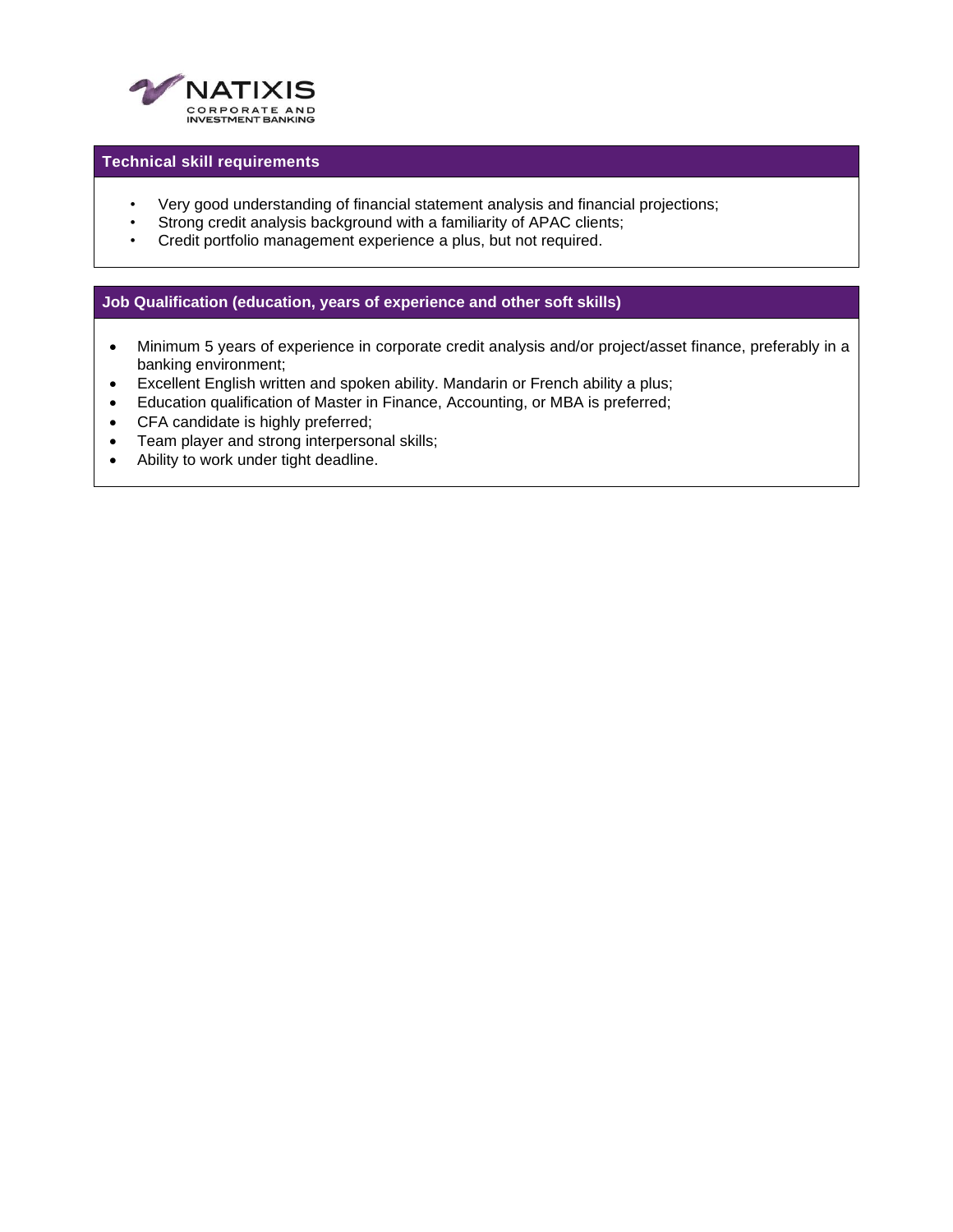## Technical skill requirements

- Very good understanding of financial statement analysis and financial projections;
- Strong credit analysis background with a familiarity of APAC clients;
- Credit portfolio management experience a plus, but not required.

## Job Qualification (education, years of experience and other soft skills)

- Minimum 5 years of experience in corporate credit analysis and/or project/asset finance, preferably in a banking environment;
- Excellent English written and spoken ability. Mandarin or French ability a plus;
- Education qualification of Master in Finance, Accounting, or MBA is preferred;
- CFA candidate is highly preferred;
- Team player and strong interpersonal skills;
- Ability to work under tight deadline.